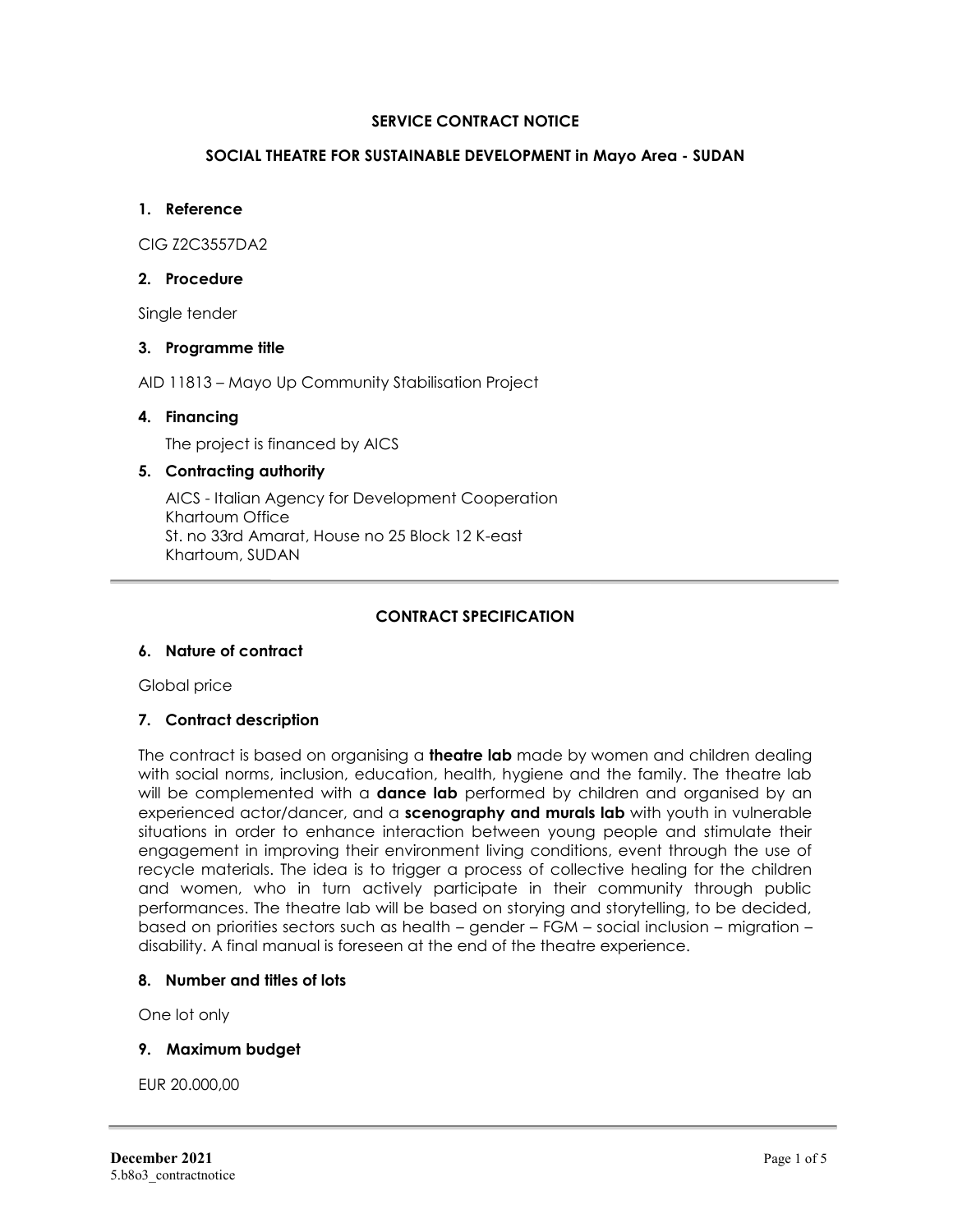# SERVICE CONTRACT NOTICE

## SOCIAL THEATRE FOR SUSTAINABLE DEVELOPMENT in Mayo Area - SUDAN

### 1. Reference

CIG Z2C3557DA2

### 2. Procedure

Single tender

### 3. Programme title

AID 11813 – Mayo Up Community Stabilisation Project

### 4. Financing

The project is financed by AICS

### 5. Contracting authority

AICS - Italian Agency for Development Cooperation
Khartoum Office
St. no 33rd Amarat, House no 25 Block 12 K-east
Khartoum, SUDAN

---

## CONTRACT SPECIFICATION

### 6. Nature of contract

Global price

### 7. Contract description

The contract is based on organising a **theatre lab** made by women and children dealing with social norms, inclusion, education, health, hygiene and the family. The theatre lab will be complemented with a **dance lab** performed by children and organised by an experienced actor/dancer, and a **scenography and murals lab** with youth in vulnerable situations in order to enhance interaction between young people and stimulate their engagement in improving their environment living conditions, event through the use of recycle materials. The idea is to trigger a process of collective healing for the children and women, who in turn actively participate in their community through public performances. The theatre lab will be based on storying and storytelling, to be decided, based on priorities sectors such as health – gender – FGM – social inclusion – migration – disability. A final manual is foreseen at the end of the theatre experience.

### 8. Number and titles of lots

One lot only

### 9. Maximum budget

EUR 20.000,00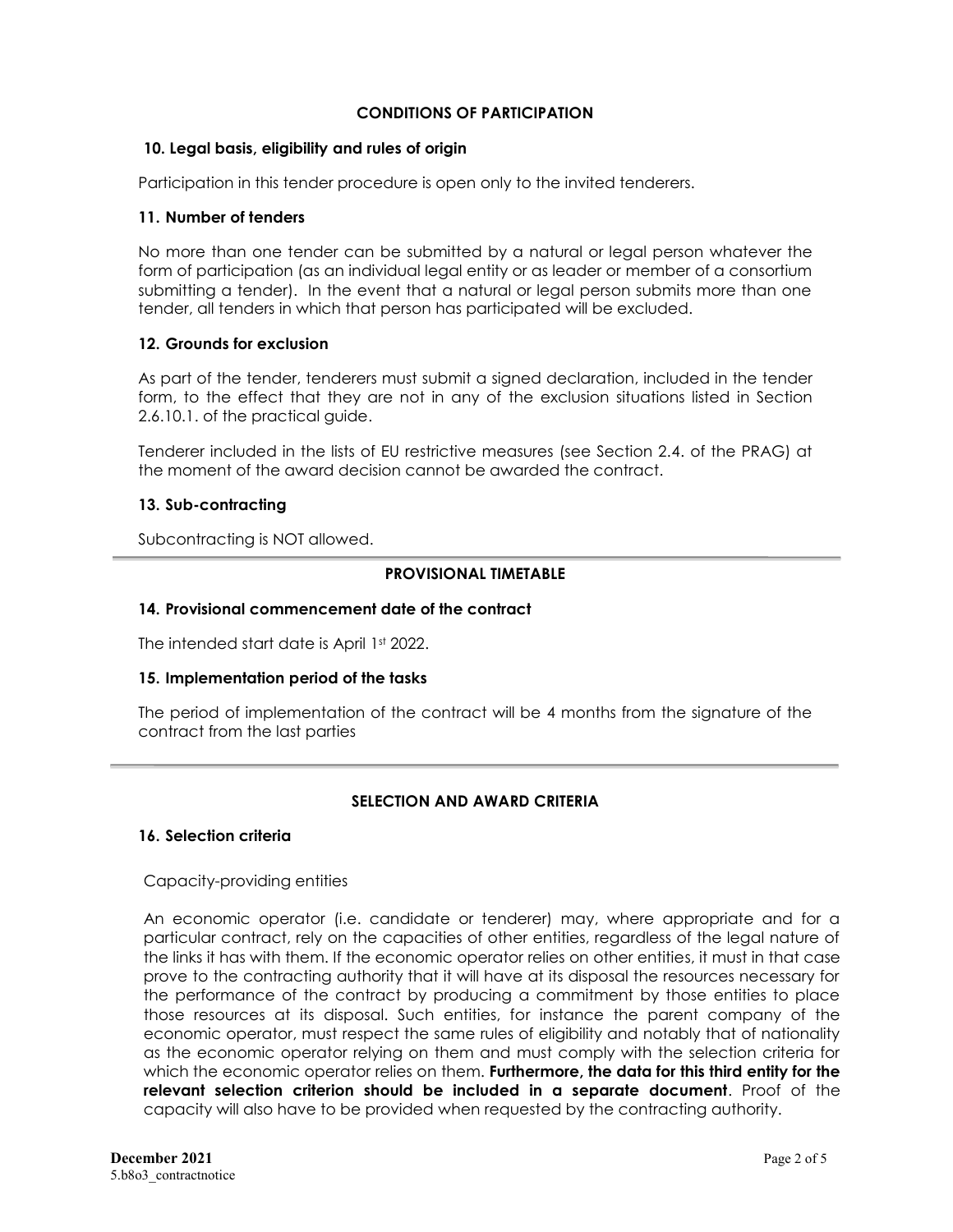## CONDITIONS OF PARTICIPATION

### 10. Legal basis, eligibility and rules of origin

Participation in this tender procedure is open only to the invited tenderers.

### 11. Number of tenders

No more than one tender can be submitted by a natural or legal person whatever the form of participation (as an individual legal entity or as leader or member of a consortium submitting a tender). In the event that a natural or legal person submits more than one tender, all tenders in which that person has participated will be excluded.

### 12. Grounds for exclusion

As part of the tender, tenderers must submit a signed declaration, included in the tender form, to the effect that they are not in any of the exclusion situations listed in Section 2.6.10.1. of the practical guide.

Tenderer included in the lists of EU restrictive measures (see Section 2.4. of the PRAG) at the moment of the award decision cannot be awarded the contract.

### 13. Sub-contracting

Subcontracting is NOT allowed.

## PROVISIONAL TIMETABLE

### 14. Provisional commencement date of the contract

The intended start date is April 1st 2022.

### 15. Implementation period of the tasks

The period of implementation of the contract will be 4 months from the signature of the contract from the last parties

## SELECTION AND AWARD CRITERIA

### 16. Selection criteria

Capacity-providing entities

An economic operator (i.e. candidate or tenderer) may, where appropriate and for a particular contract, rely on the capacities of other entities, regardless of the legal nature of the links it has with them. If the economic operator relies on other entities, it must in that case prove to the contracting authority that it will have at its disposal the resources necessary for the performance of the contract by producing a commitment by those entities to place those resources at its disposal. Such entities, for instance the parent company of the economic operator, must respect the same rules of eligibility and notably that of nationality as the economic operator relying on them and must comply with the selection criteria for which the economic operator relies on them. **Furthermore, the data for this third entity for the relevant selection criterion should be included in a separate document**. Proof of the capacity will also have to be provided when requested by the contracting authority.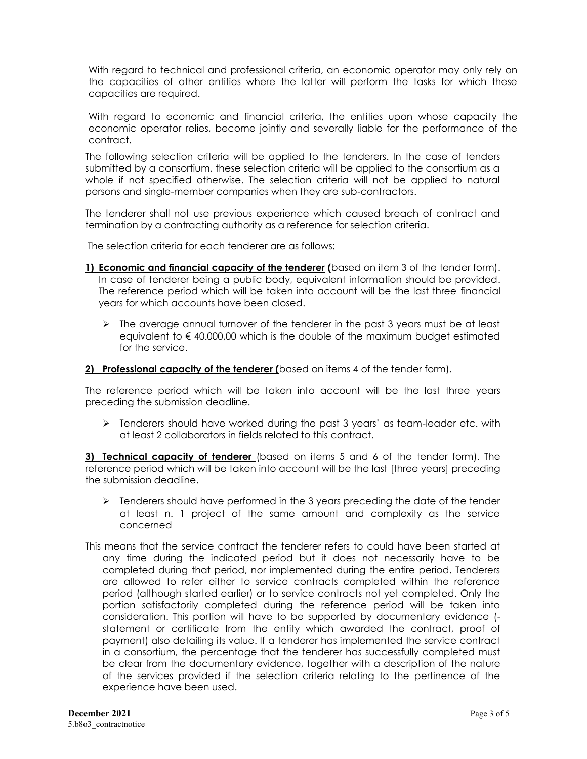With regard to technical and professional criteria, an economic operator may only rely on the capacities of other entities where the latter will perform the tasks for which these capacities are required.

With regard to economic and financial criteria, the entities upon whose capacity the economic operator relies, become jointly and severally liable for the performance of the contract.

The following selection criteria will be applied to the tenderers. In the case of tenders submitted by a consortium, these selection criteria will be applied to the consortium as a whole if not specified otherwise. The selection criteria will not be applied to natural persons and single-member companies when they are sub-contractors.

The tenderer shall not use previous experience which caused breach of contract and termination by a contracting authority as a reference for selection criteria.

The selection criteria for each tenderer are as follows:

**1) <u>Economic and financial capacity of the tenderer</u> (**based on item 3 of the tender form). In case of tenderer being a public body, equivalent information should be provided. The reference period which will be taken into account will be the last three financial years for which accounts have been closed.

- The average annual turnover of the tenderer in the past 3 years must be at least equivalent to € 40.000,00 which is the double of the maximum budget estimated for the service.

**2) <u>Professional capacity of the tenderer</u> (**based on items 4 of the tender form).

The reference period which will be taken into account will be the last three years preceding the submission deadline.

- Tenderers should have worked during the past 3 years' as team-leader etc. with at least 2 collaborators in fields related to this contract.

**3) <u>Technical capacity of tenderer</u>** (based on items 5 and 6 of the tender form). The reference period which will be taken into account will be the last [three years] preceding the submission deadline.

- Tenderers should have performed in the 3 years preceding the date of the tender at least n. 1 project of the same amount and complexity as the service concerned

This means that the service contract the tenderer refers to could have been started at any time during the indicated period but it does not necessarily have to be completed during that period, nor implemented during the entire period. Tenderers are allowed to refer either to service contracts completed within the reference period (although started earlier) or to service contracts not yet completed. Only the portion satisfactorily completed during the reference period will be taken into consideration. This portion will have to be supported by documentary evidence (- statement or certificate from the entity which awarded the contract, proof of payment) also detailing its value. If a tenderer has implemented the service contract in a consortium, the percentage that the tenderer has successfully completed must be clear from the documentary evidence, together with a description of the nature of the services provided if the selection criteria relating to the pertinence of the experience have been used.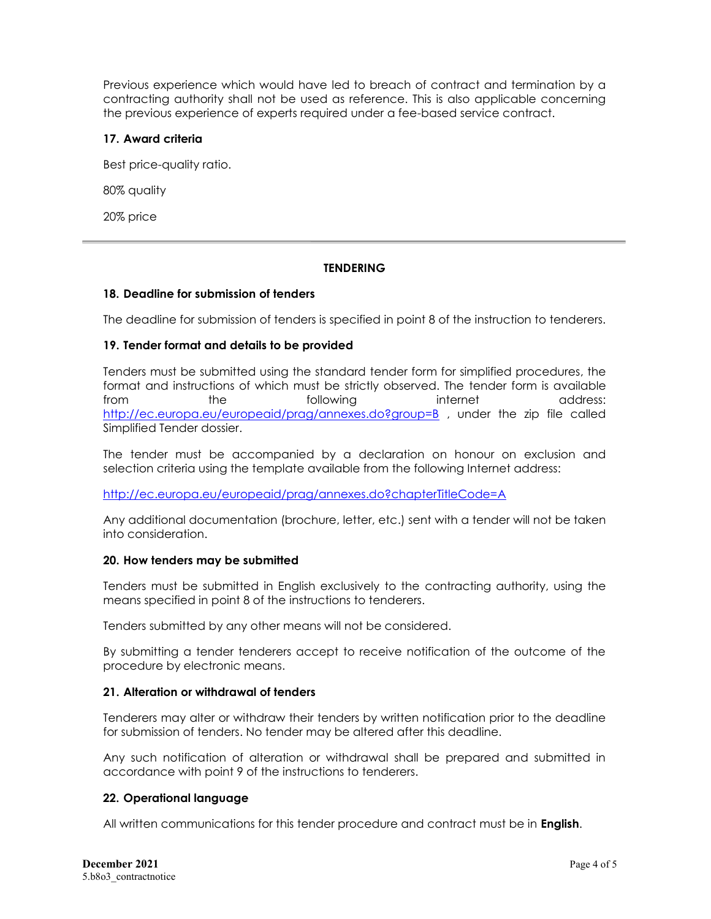Previous experience which would have led to breach of contract and termination by a contracting authority shall not be used as reference. This is also applicable concerning the previous experience of experts required under a fee-based service contract.

### 17. Award criteria

Best price-quality ratio.

80% quality

20% price

---

## TENDERING

### 18. Deadline for submission of tenders

The deadline for submission of tenders is specified in point 8 of the instruction to tenderers.

### 19. Tender format and details to be provided

Tenders must be submitted using the standard tender form for simplified procedures, the format and instructions of which must be strictly observed. The tender form is available from the following internet address: http://ec.europa.eu/europeaid/prag/annexes.do?group=B , under the zip file called Simplified Tender dossier.

The tender must be accompanied by a declaration on honour on exclusion and selection criteria using the template available from the following Internet address:

http://ec.europa.eu/europeaid/prag/annexes.do?chapterTitleCode=A

Any additional documentation (brochure, letter, etc.) sent with a tender will not be taken into consideration.

### 20. How tenders may be submitted

Tenders must be submitted in English exclusively to the contracting authority, using the means specified in point 8 of the instructions to tenderers.

Tenders submitted by any other means will not be considered.

By submitting a tender tenderers accept to receive notification of the outcome of the procedure by electronic means.

### 21. Alteration or withdrawal of tenders

Tenderers may alter or withdraw their tenders by written notification prior to the deadline for submission of tenders. No tender may be altered after this deadline.

Any such notification of alteration or withdrawal shall be prepared and submitted in accordance with point 9 of the instructions to tenderers.

### 22. Operational language

All written communications for this tender procedure and contract must be in **English**.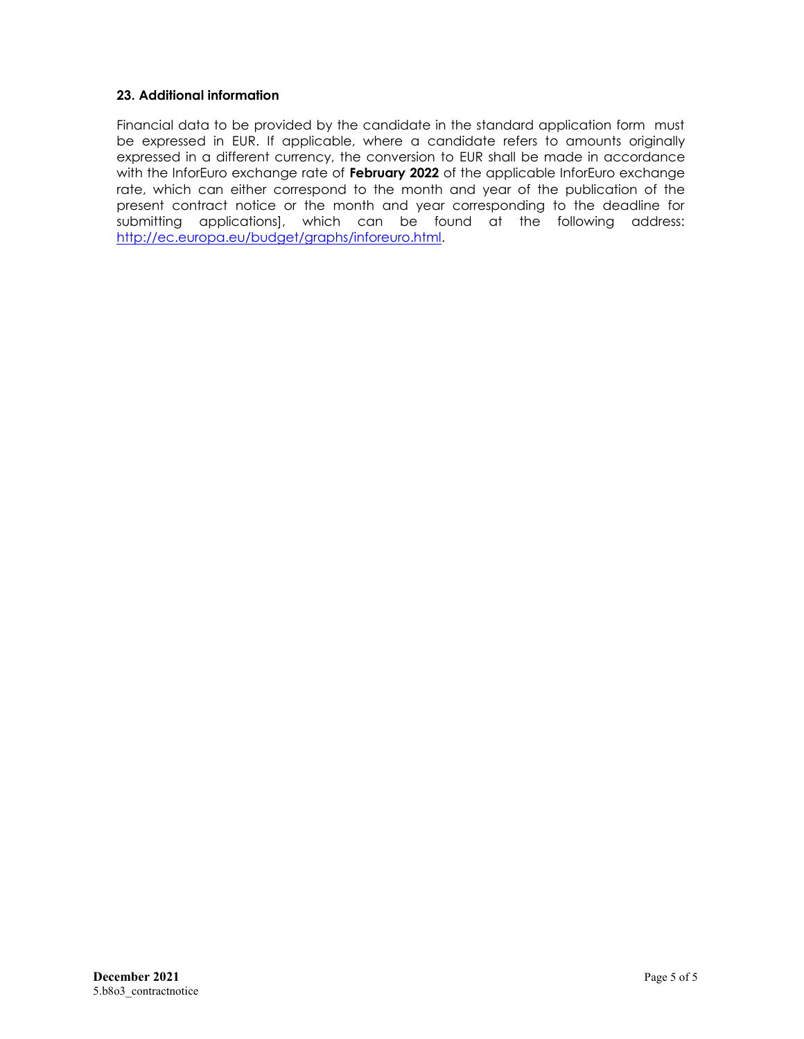### 23. Additional information

Financial data to be provided by the candidate in the standard application form must be expressed in EUR. If applicable, where a candidate refers to amounts originally expressed in a different currency, the conversion to EUR shall be made in accordance with the InforEuro exchange rate of **February 2022** of the applicable InforEuro exchange rate, which can either correspond to the month and year of the publication of the present contract notice or the month and year corresponding to the deadline for submitting applications], which can be found at the following address: http://ec.europa.eu/budget/graphs/inforeuro.html.